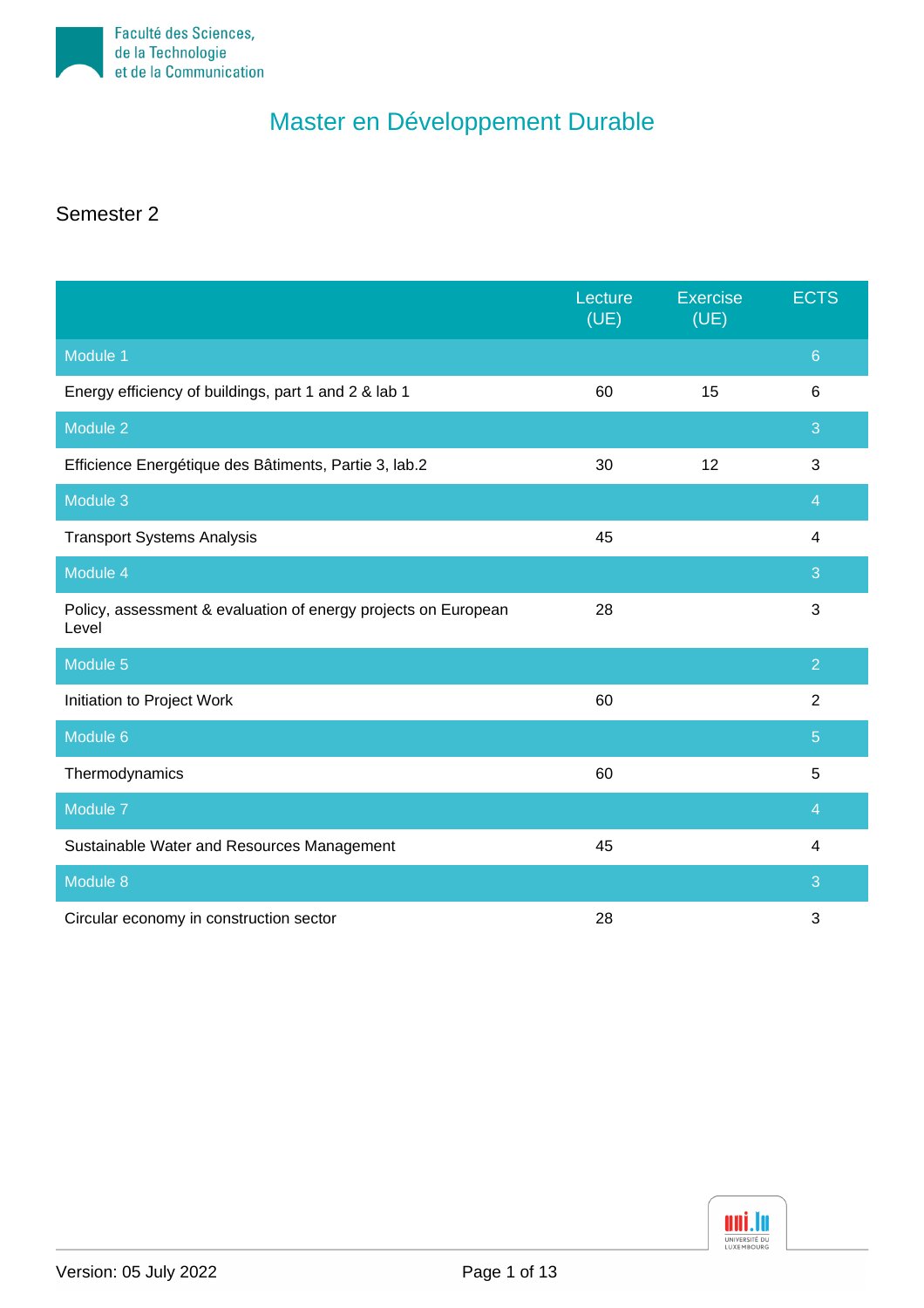Faculté des Sciences, de la Technologie et de la Communication

# Master en Développement Durable

## Semester 2

| | Lecture (UE) | Exercise (UE) | ECTS |
|---|---|---|---|
| Module 1 | | | 6 |
| Energy efficiency of buildings, part 1 and 2 & lab 1 | 60 | 15 | 6 |
| Module 2 | | | 3 |
| Efficience Energétique des Bâtiments, Partie 3, lab.2 | 30 | 12 | 3 |
| Module 3 | | | 4 |
| Transport Systems Analysis | 45 | | 4 |
| Module 4 | | | 3 |
| Policy, assessment & evaluation of energy projects on European Level | 28 | | 3 |
| Module 5 | | | 2 |
| Initiation to Project Work | 60 | | 2 |
| Module 6 | | | 5 |
| Thermodynamics | 60 | | 5 |
| Module 7 | | | 4 |
| Sustainable Water and Resources Management | 45 | | 4 |
| Module 8 | | | 3 |
| Circular economy in construction sector | 28 | | 3 |

Version: 05 July 2022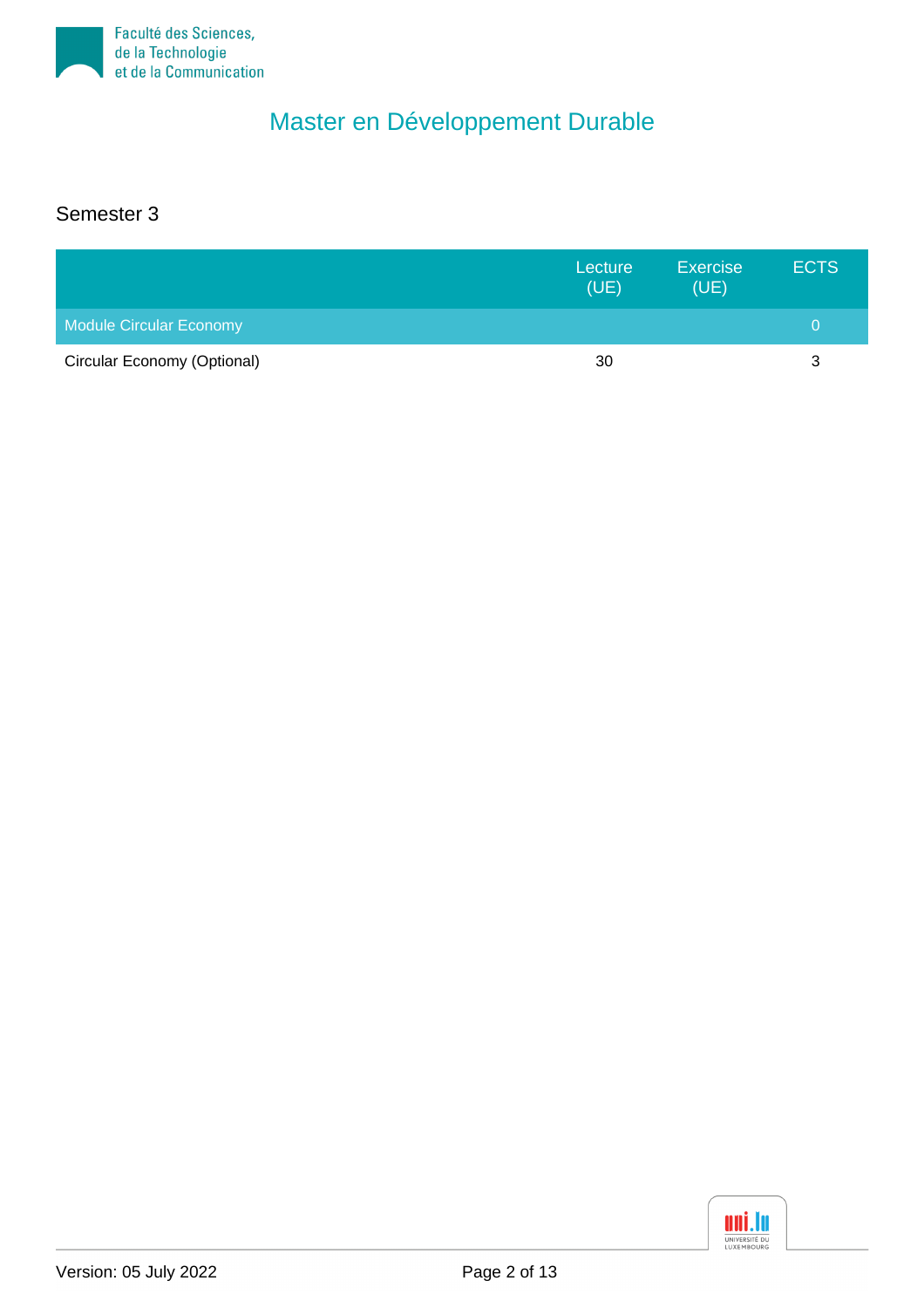# Master en Développement Durable

## Semester 3

| | Lecture (UE) | Exercise (UE) | ECTS |
|---|---|---|---|
| Module Circular Economy | | | 0 |
| Circular Economy (Optional) | 30 | | 3 |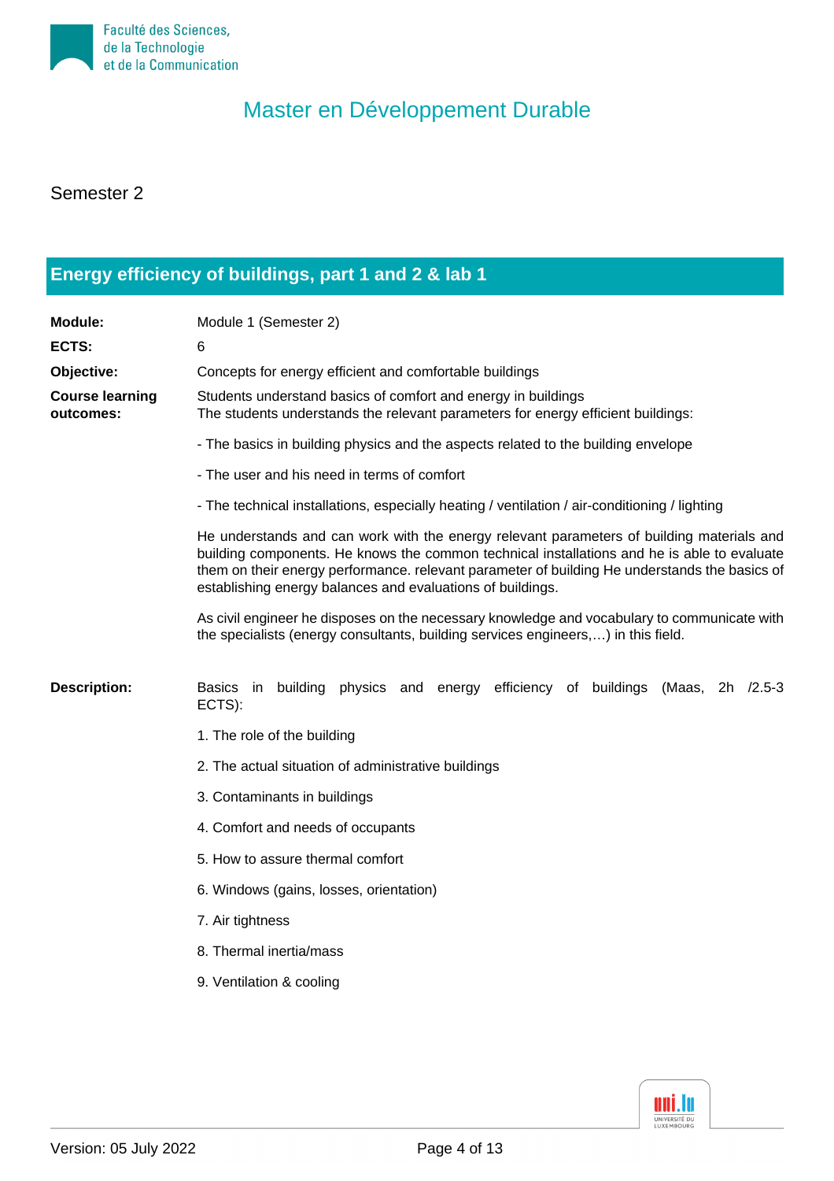# Master en Développement Durable

## Semester 2

### Energy efficiency of buildings, part 1 and 2 & lab 1

**Module:** Module 1 (Semester 2)

**ECTS:** 6

**Objective:** Concepts for energy efficient and comfortable buildings

**Course learning outcomes:**

Students understand basics of comfort and energy in buildings
The students understands the relevant parameters for energy efficient buildings:

- The basics in building physics and the aspects related to the building envelope

- The user and his need in terms of comfort

- The technical installations, especially heating / ventilation / air-conditioning / lighting

He understands and can work with the energy relevant parameters of building materials and building components. He knows the common technical installations and he is able to evaluate them on their energy performance. relevant parameter of building He understands the basics of establishing energy balances and evaluations of buildings.

As civil engineer he disposes on the necessary knowledge and vocabulary to communicate with the specialists (energy consultants, building services engineers,…) in this field.

**Description:**

Basics in building physics and energy efficiency of buildings (Maas, 2h /2.5-3 ECTS):

1. The role of the building
2. The actual situation of administrative buildings
3. Contaminants in buildings
4. Comfort and needs of occupants
5. How to assure thermal comfort
6. Windows (gains, losses, orientation)
7. Air tightness
8. Thermal inertia/mass
9. Ventilation & cooling

Version: 05 July 2022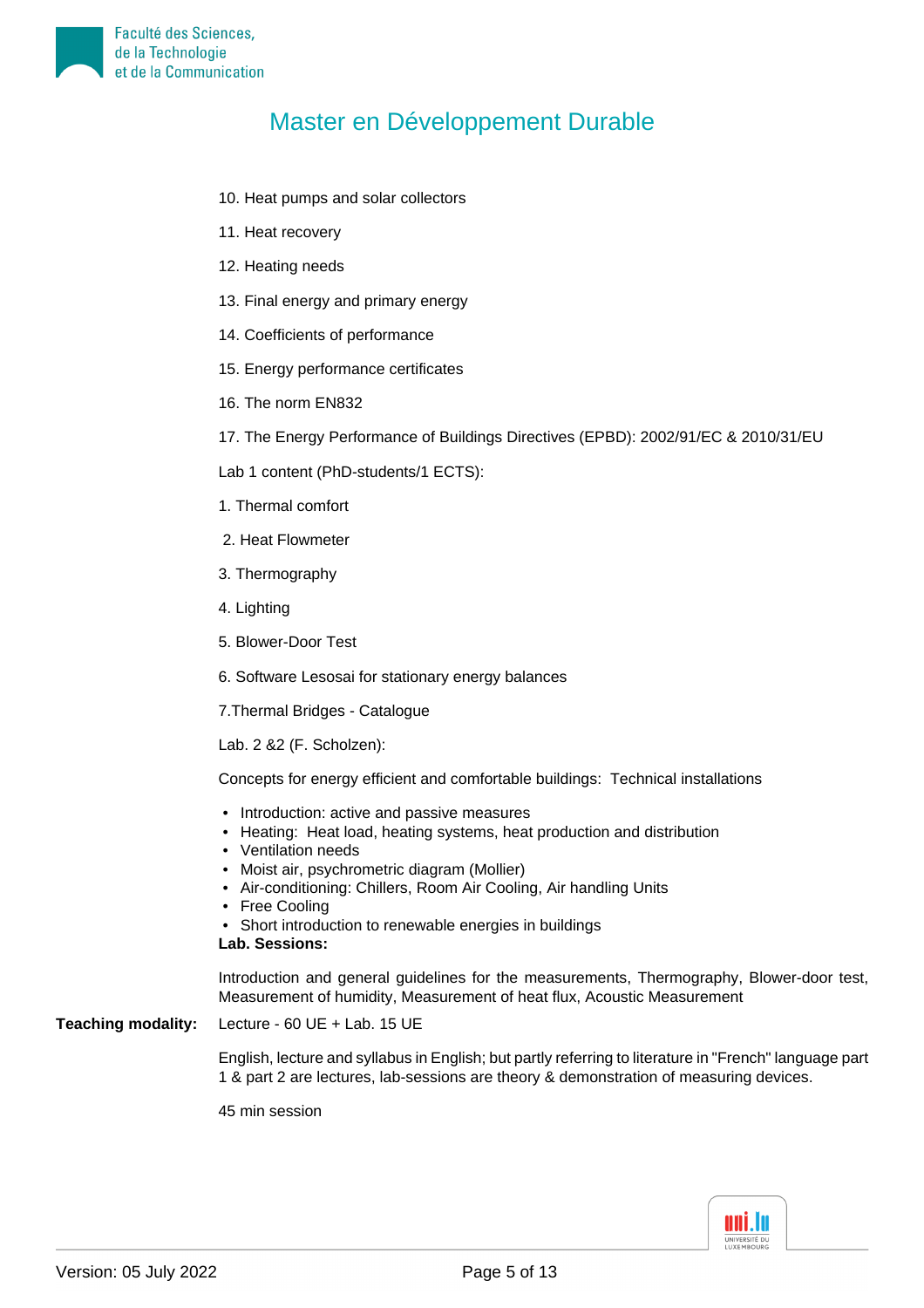10. Heat pumps and solar collectors

11. Heat recovery

12. Heating needs

13. Final energy and primary energy

14. Coefficients of performance

15. Energy performance certificates

16. The norm EN832

17. The Energy Performance of Buildings Directives (EPBD): 2002/91/EC & 2010/31/EU

Lab 1 content (PhD-students/1 ECTS):

1. Thermal comfort

2. Heat Flowmeter

3. Thermography

4. Lighting

5. Blower-Door Test

6. Software Lesosai for stationary energy balances

7.Thermal Bridges - Catalogue

Lab. 2 &2 (F. Scholzen):

Concepts for energy efficient and comfortable buildings:  Technical installations

- Introduction: active and passive measures
- Heating:  Heat load, heating systems, heat production and distribution
- Ventilation needs
- Moist air, psychrometric diagram (Mollier)
- Air-conditioning: Chillers, Room Air Cooling, Air handling Units
- Free Cooling
- Short introduction to renewable energies in buildings

**Lab. Sessions:**

Introduction and general guidelines for the measurements, Thermography, Blower-door test, Measurement of humidity, Measurement of heat flux, Acoustic Measurement

**Teaching modality:** Lecture - 60 UE + Lab. 15 UE

English, lecture and syllabus in English; but partly referring to literature in "French" language part 1 & part 2 are lectures, lab-sessions are theory & demonstration of measuring devices.

45 min session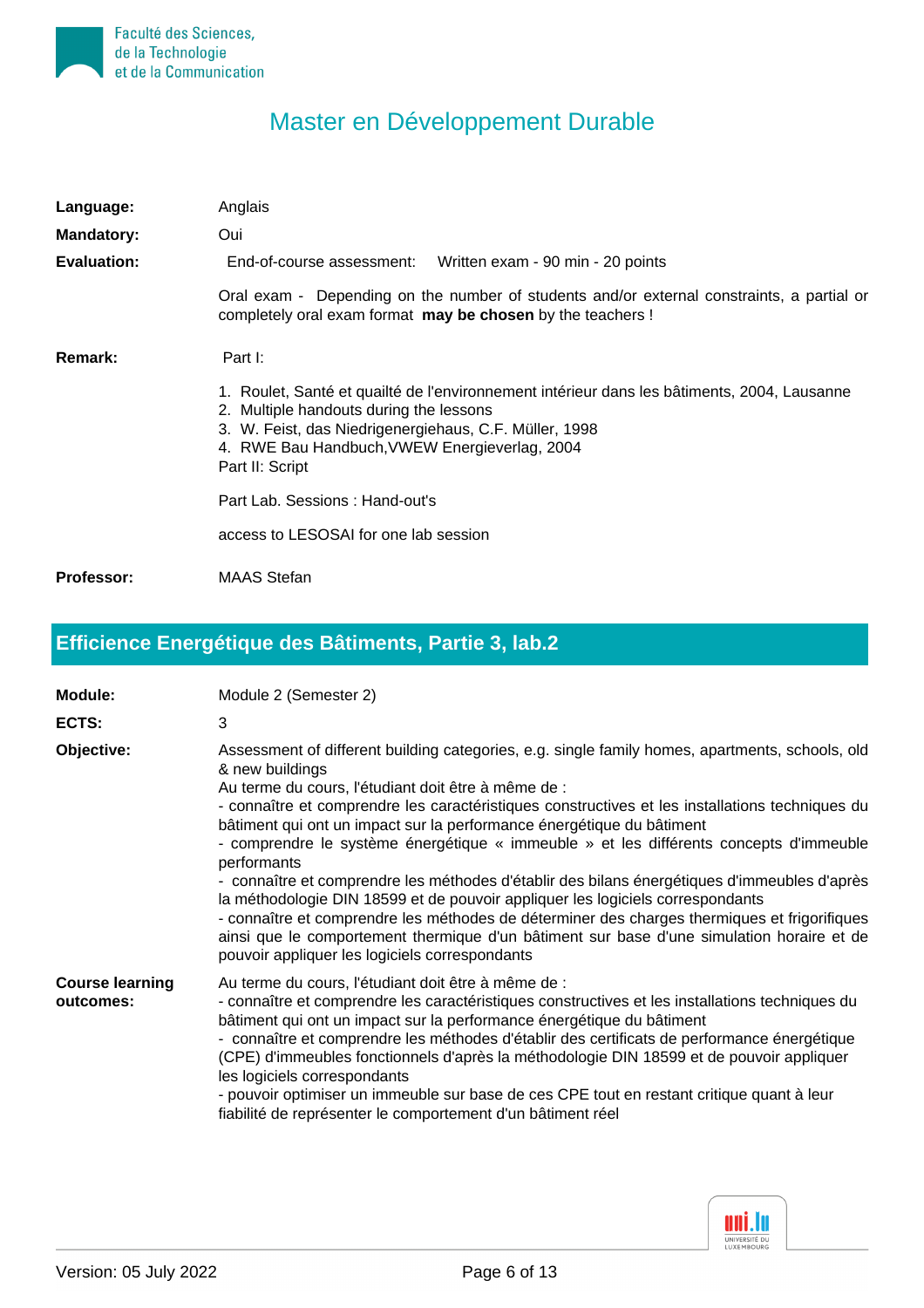# Master en Développement Durable

| | |
|---|---|
| **Language:** | Anglais |
| **Mandatory:** | Oui |
| **Evaluation:** | End-of-course assessment: Written exam - 90 min - 20 points<br><br>Oral exam - Depending on the number of students and/or external constraints, a partial or completely oral exam format **may be chosen** by the teachers ! |
| **Remark:** | Part I:<br><br>1. Roulet, Santé et quailté de l'environnement intérieur dans les bâtiments, 2004, Lausanne<br>2. Multiple handouts during the lessons<br>3. W. Feist, das Niedrigenergiehaus, C.F. Müller, 1998<br>4. RWE Bau Handbuch,VWEW Energieverlag, 2004<br>Part II: Script<br><br>Part Lab. Sessions : Hand-out's<br><br>access to LESOSAI for one lab session |
| **Professor:** | MAAS Stefan |

## Efficience Energétique des Bâtiments, Partie 3, lab.2

| | |
|---|---|
| **Module:** | Module 2 (Semester 2) |
| **ECTS:** | 3 |
| **Objective:** | Assessment of different building categories, e.g. single family homes, apartments, schools, old & new buildings<br>Au terme du cours, l'étudiant doit être à même de :<br>- connaître et comprendre les caractéristiques constructives et les installations techniques du bâtiment qui ont un impact sur la performance énergétique du bâtiment<br>- comprendre le système énergétique « immeuble » et les différents concepts d'immeuble performants<br>- connaître et comprendre les méthodes d'établir des bilans énergétiques d'immeubles d'après la méthodologie DIN 18599 et de pouvoir appliquer les logiciels correspondants<br>- connaître et comprendre les méthodes de déterminer des charges thermiques et frigorifiques ainsi que le comportement thermique d'un bâtiment sur base d'une simulation horaire et de pouvoir appliquer les logiciels correspondants |
| **Course learning outcomes:** | Au terme du cours, l'étudiant doit être à même de :<br>- connaître et comprendre les caractéristiques constructives et les installations techniques du bâtiment qui ont un impact sur la performance énergétique du bâtiment<br>- connaître et comprendre les méthodes d'établir des certificats de performance énergétique (CPE) d'immeubles fonctionnels d'après la méthodologie DIN 18599 et de pouvoir appliquer les logiciels correspondants<br>- pouvoir optimiser un immeuble sur base de ces CPE tout en restant critique quant à leur fiabilité de représenter le comportement d'un bâtiment réel |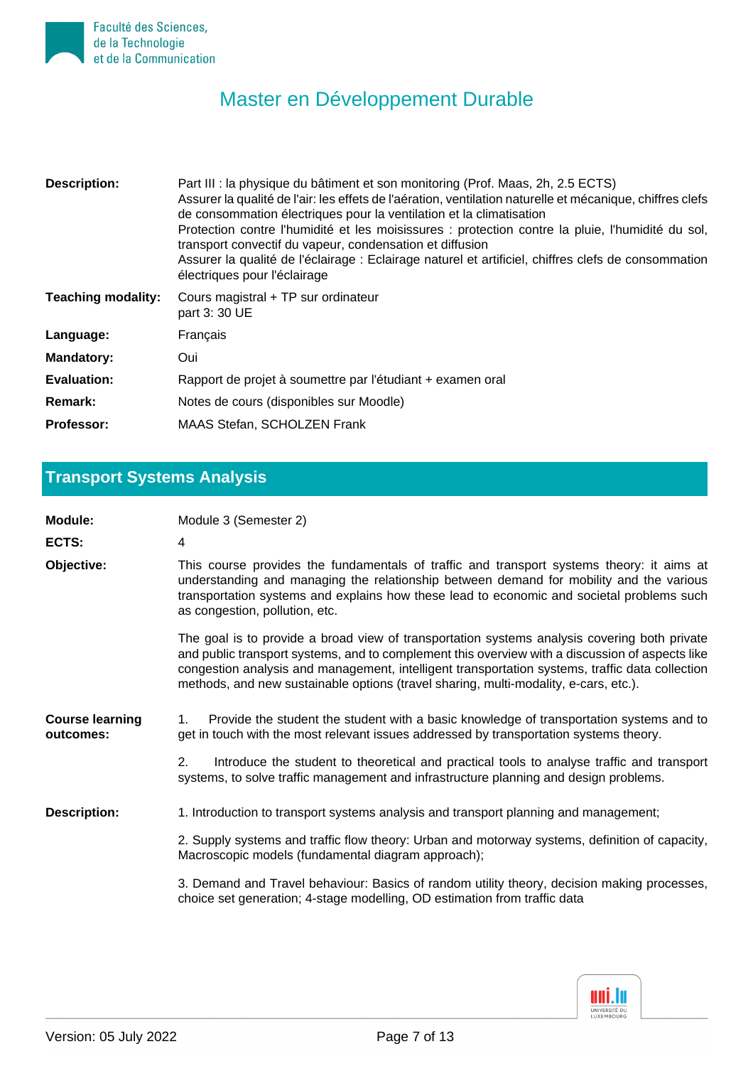| | |
|---|---|
| **Description:** | Part III : la physique du bâtiment et son monitoring (Prof. Maas, 2h, 2.5 ECTS)<br>Assurer la qualité de l'air: les effets de l'aération, ventilation naturelle et mécanique, chiffres clefs de consommation électriques pour la ventilation et la climatisation<br>Protection contre l'humidité et les moisissures : protection contre la pluie, l'humidité du sol, transport convectif du vapeur, condensation et diffusion<br>Assurer la qualité de l'éclairage : Eclairage naturel et artificiel, chiffres clefs de consommation électriques pour l'éclairage |
| **Teaching modality:** | Cours magistral + TP sur ordinateur<br>part 3: 30 UE |
| **Language:** | Français |
| **Mandatory:** | Oui |
| **Evaluation:** | Rapport de projet à soumettre par l'étudiant + examen oral |
| **Remark:** | Notes de cours (disponibles sur Moodle) |
| **Professor:** | MAAS Stefan, SCHOLZEN Frank |

## Transport Systems Analysis

| | |
|---|---|
| **Module:** | Module 3 (Semester 2) |
| **ECTS:** | 4 |
| **Objective:** | This course provides the fundamentals of traffic and transport systems theory: it aims at understanding and managing the relationship between demand for mobility and the various transportation systems and explains how these lead to economic and societal problems such as congestion, pollution, etc.<br><br>The goal is to provide a broad view of transportation systems analysis covering both private and public transport systems, and to complement this overview with a discussion of aspects like congestion analysis and management, intelligent transportation systems, traffic data collection methods, and new sustainable options (travel sharing, multi-modality, e-cars, etc.). |
| **Course learning outcomes:** | 1. Provide the student the student with a basic knowledge of transportation systems and to get in touch with the most relevant issues addressed by transportation systems theory.<br><br>2. Introduce the student to theoretical and practical tools to analyse traffic and transport systems, to solve traffic management and infrastructure planning and design problems. |
| **Description:** | 1. Introduction to transport systems analysis and transport planning and management;<br><br>2. Supply systems and traffic flow theory: Urban and motorway systems, definition of capacity, Macroscopic models (fundamental diagram approach);<br><br>3. Demand and Travel behaviour: Basics of random utility theory, decision making processes, choice set generation; 4-stage modelling, OD estimation from traffic data |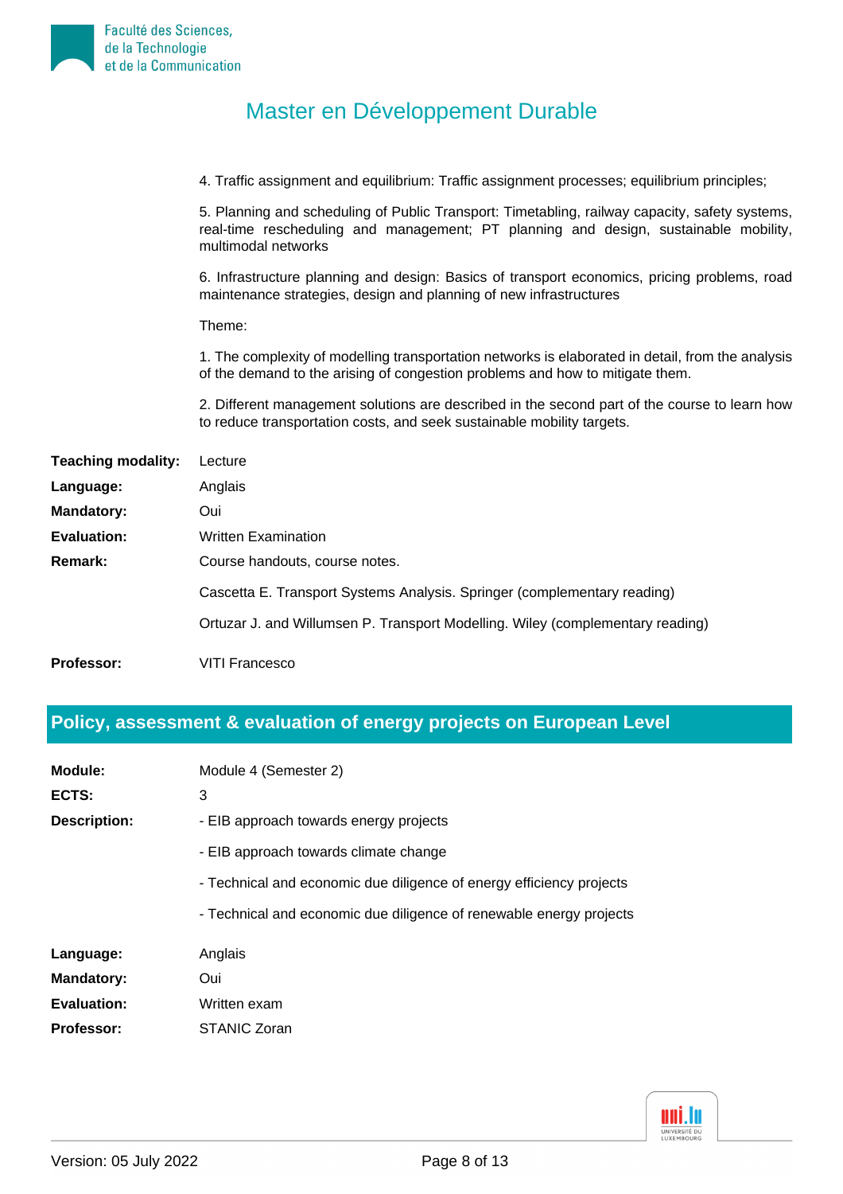4. Traffic assignment and equilibrium: Traffic assignment processes; equilibrium principles;

5. Planning and scheduling of Public Transport: Timetabling, railway capacity, safety systems, real-time rescheduling and management; PT planning and design, sustainable mobility, multimodal networks

6. Infrastructure planning and design: Basics of transport economics, pricing problems, road maintenance strategies, design and planning of new infrastructures

Theme:

1. The complexity of modelling transportation networks is elaborated in detail, from the analysis of the demand to the arising of congestion problems and how to mitigate them.

2. Different management solutions are described in the second part of the course to learn how to reduce transportation costs, and seek sustainable mobility targets.

**Teaching modality:** Lecture

**Language:** Anglais

**Mandatory:** Oui

**Evaluation:** Written Examination

**Remark:** Course handouts, course notes.

Cascetta E. Transport Systems Analysis. Springer (complementary reading)

Ortuzar J. and Willumsen P. Transport Modelling. Wiley (complementary reading)

**Professor:** VITI Francesco

## Policy, assessment & evaluation of energy projects on European Level

**Module:** Module 4 (Semester 2)

**ECTS:** 3

**Description:**

- EIB approach towards energy projects
- EIB approach towards climate change
- Technical and economic due diligence of energy efficiency projects
- Technical and economic due diligence of renewable energy projects

**Language:** Anglais

**Mandatory:** Oui

**Evaluation:** Written exam

**Professor:** STANIC Zoran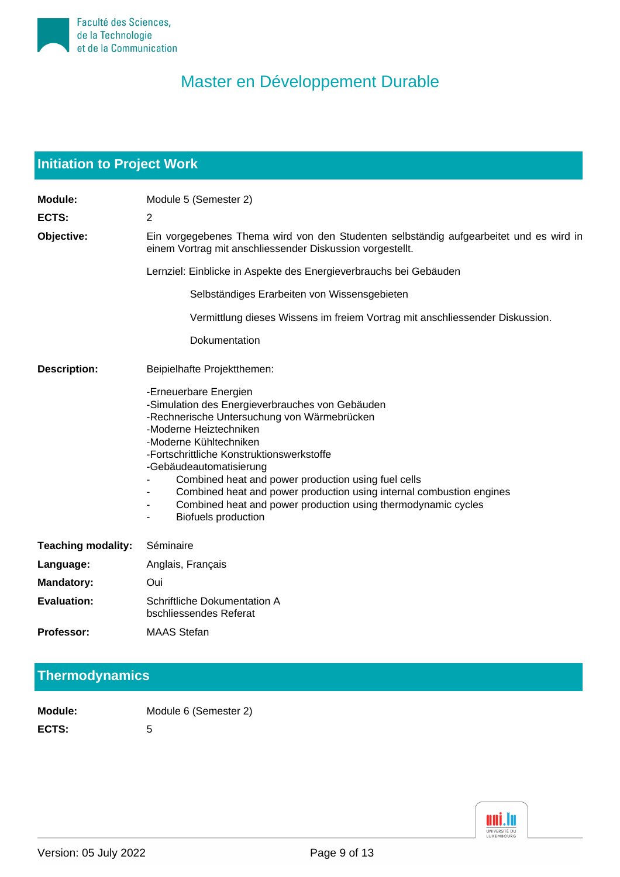# Master en Développement Durable

## Initiation to Project Work

**Module:** Module 5 (Semester 2)

**ECTS:** 2

**Objective:** Ein vorgegebenes Thema wird von den Studenten selbständig aufgearbeitet und es wird in einem Vortrag mit anschliessender Diskussion vorgestellt.

Lernziel: Einblicke in Aspekte des Energieverbrauchs bei Gebäuden

Selbständiges Erarbeiten von Wissensgebieten

Vermittlung dieses Wissens im freiem Vortrag mit anschliessender Diskussion.

Dokumentation

**Description:** Beipielhafte Projektthemen:

-Erneuerbare Energien
-Simulation des Energieverbrauches von Gebäuden
-Rechnerische Untersuchung von Wärmebrücken
-Moderne Heiztechniken
-Moderne Kühltechniken
-Fortschrittliche Konstruktionswerkstoffe
-Gebäudeautomatisierung

- Combined heat and power production using fuel cells
- Combined heat and power production using internal combustion engines
- Combined heat and power production using thermodynamic cycles
- Biofuels production

**Teaching modality:** Séminaire

**Language:** Anglais, Français

**Mandatory:** Oui

**Evaluation:** Schriftliche Dokumentation A
bschliessendes Referat

**Professor:** MAAS Stefan

## Thermodynamics

**Module:** Module 6 (Semester 2)

**ECTS:** 5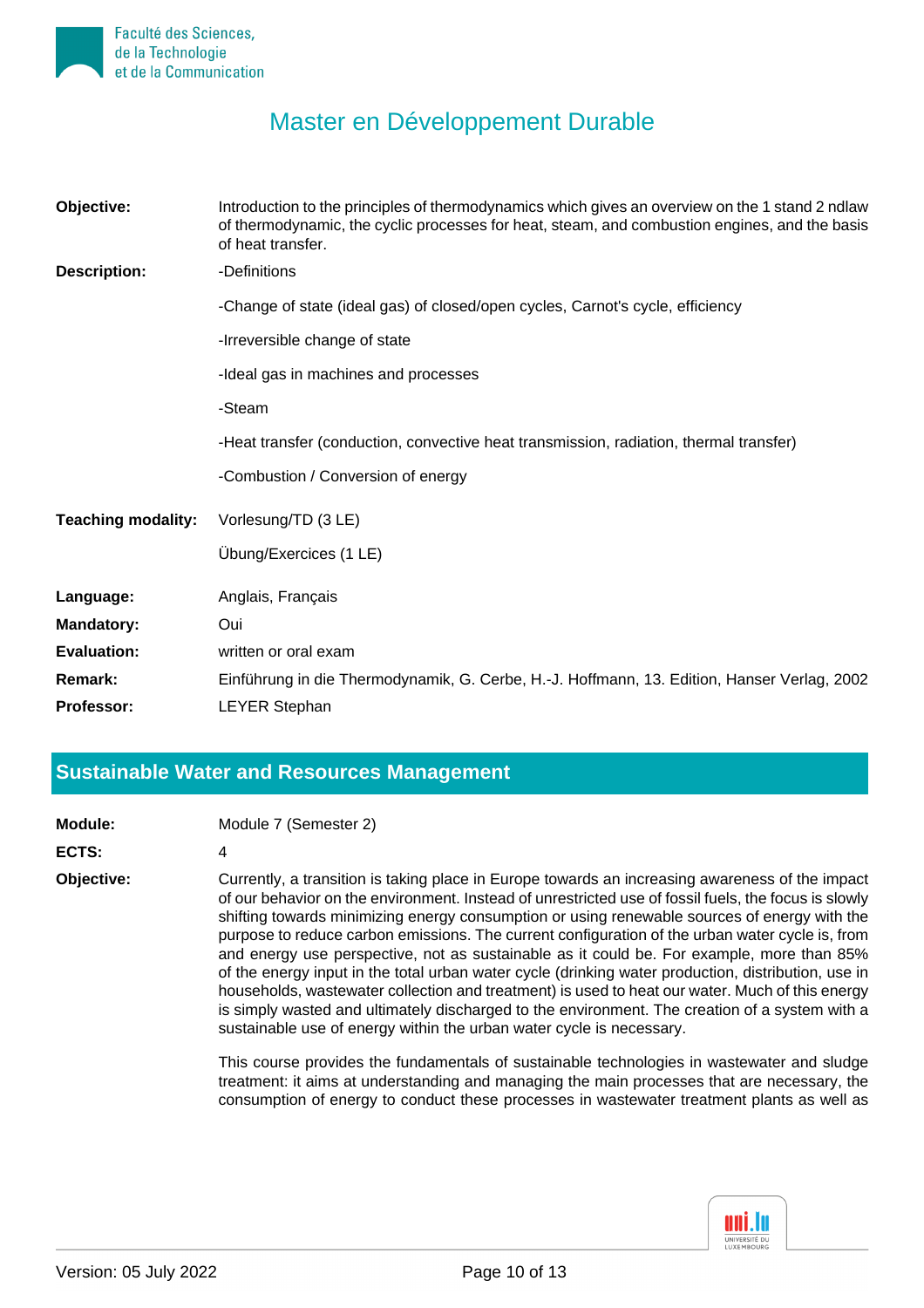# Master en Développement Durable

**Objective:** Introduction to the principles of thermodynamics which gives an overview on the 1 stand 2 ndlaw of thermodynamic, the cyclic processes for heat, steam, and combustion engines, and the basis of heat transfer.

**Description:**

-Definitions

-Change of state (ideal gas) of closed/open cycles, Carnot's cycle, efficiency

-Irreversible change of state

-Ideal gas in machines and processes

-Steam

-Heat transfer (conduction, convective heat transmission, radiation, thermal transfer)

-Combustion / Conversion of energy

**Teaching modality:** Vorlesung/TD (3 LE)

Übung/Exercices (1 LE)

**Language:** Anglais, Français

**Mandatory:** Oui

**Evaluation:** written or oral exam

**Remark:** Einführung in die Thermodynamik, G. Cerbe, H.-J. Hoffmann, 13. Edition, Hanser Verlag, 2002

**Professor:** LEYER Stephan

## Sustainable Water and Resources Management

**Module:** Module 7 (Semester 2)

**ECTS:** 4

**Objective:** Currently, a transition is taking place in Europe towards an increasing awareness of the impact of our behavior on the environment. Instead of unrestricted use of fossil fuels, the focus is slowly shifting towards minimizing energy consumption or using renewable sources of energy with the purpose to reduce carbon emissions. The current configuration of the urban water cycle is, from and energy use perspective, not as sustainable as it could be. For example, more than 85% of the energy input in the total urban water cycle (drinking water production, distribution, use in households, wastewater collection and treatment) is used to heat our water. Much of this energy is simply wasted and ultimately discharged to the environment. The creation of a system with a sustainable use of energy within the urban water cycle is necessary.

This course provides the fundamentals of sustainable technologies in wastewater and sludge treatment: it aims at understanding and managing the main processes that are necessary, the consumption of energy to conduct these processes in wastewater treatment plants as well as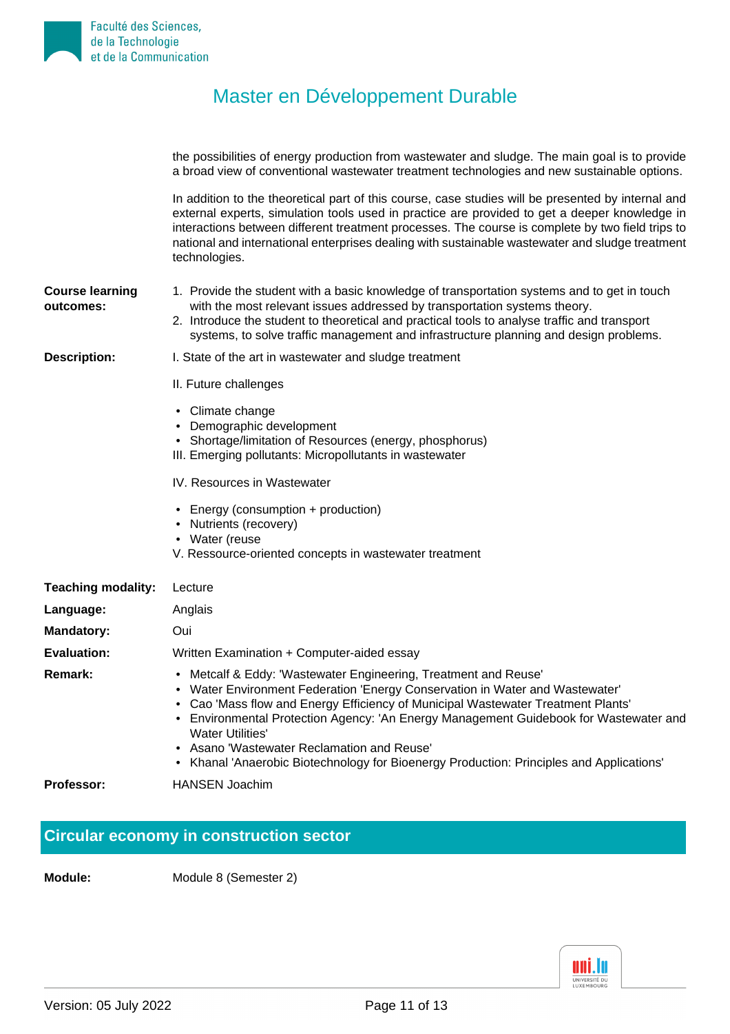the possibilities of energy production from wastewater and sludge. The main goal is to provide a broad view of conventional wastewater treatment technologies and new sustainable options.

In addition to the theoretical part of this course, case studies will be presented by internal and external experts, simulation tools used in practice are provided to get a deeper knowledge in interactions between different treatment processes. The course is complete by two field trips to national and international enterprises dealing with sustainable wastewater and sludge treatment technologies.

**Course learning outcomes:**

1. Provide the student with a basic knowledge of transportation systems and to get in touch with the most relevant issues addressed by transportation systems theory.
2. Introduce the student to theoretical and practical tools to analyse traffic and transport systems, to solve traffic management and infrastructure planning and design problems.

**Description:**

I. State of the art in wastewater and sludge treatment

II. Future challenges

- Climate change
- Demographic development
- Shortage/limitation of Resources (energy, phosphorus)

III. Emerging pollutants: Micropollutants in wastewater

IV. Resources in Wastewater

- Energy (consumption + production)
- Nutrients (recovery)
- Water (reuse

V. Ressource-oriented concepts in wastewater treatment

**Teaching modality:** Lecture

**Language:** Anglais

**Mandatory:** Oui

**Evaluation:** Written Examination + Computer-aided essay

**Remark:**

- Metcalf & Eddy: 'Wastewater Engineering, Treatment and Reuse'
- Water Environment Federation 'Energy Conservation in Water and Wastewater'
- Cao 'Mass flow and Energy Efficiency of Municipal Wastewater Treatment Plants'
- Environmental Protection Agency: 'An Energy Management Guidebook for Wastewater and Water Utilities'
- Asano 'Wastewater Reclamation and Reuse'
- Khanal 'Anaerobic Biotechnology for Bioenergy Production: Principles and Applications'

**Professor:** HANSEN Joachim

## Circular economy in construction sector

**Module:** Module 8 (Semester 2)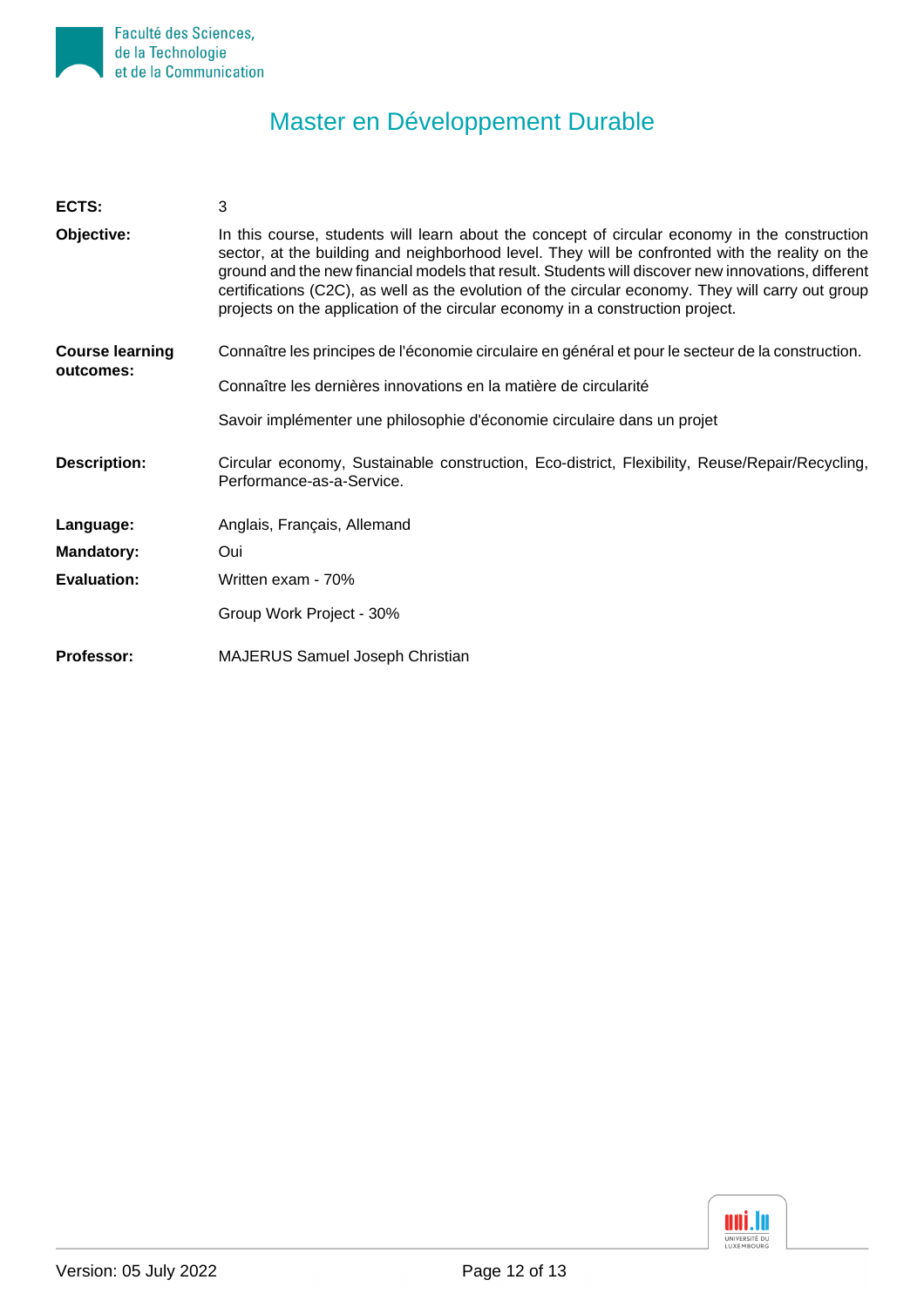# Master en Développement Durable

**ECTS:** 3

**Objective:** In this course, students will learn about the concept of circular economy in the construction sector, at the building and neighborhood level. They will be confronted with the reality on the ground and the new financial models that result. Students will discover new innovations, different certifications (C2C), as well as the evolution of the circular economy. They will carry out group projects on the application of the circular economy in a construction project.

**Course learning outcomes:**

Connaître les principes de l'économie circulaire en général et pour le secteur de la construction.

Connaître les dernières innovations en la matière de circularité

Savoir implémenter une philosophie d'économie circulaire dans un projet

**Description:** Circular economy, Sustainable construction, Eco-district, Flexibility, Reuse/Repair/Recycling, Performance-as-a-Service.

**Language:** Anglais, Français, Allemand

**Mandatory:** Oui

**Evaluation:** Written exam - 70%

Group Work Project - 30%

**Professor:** MAJERUS Samuel Joseph Christian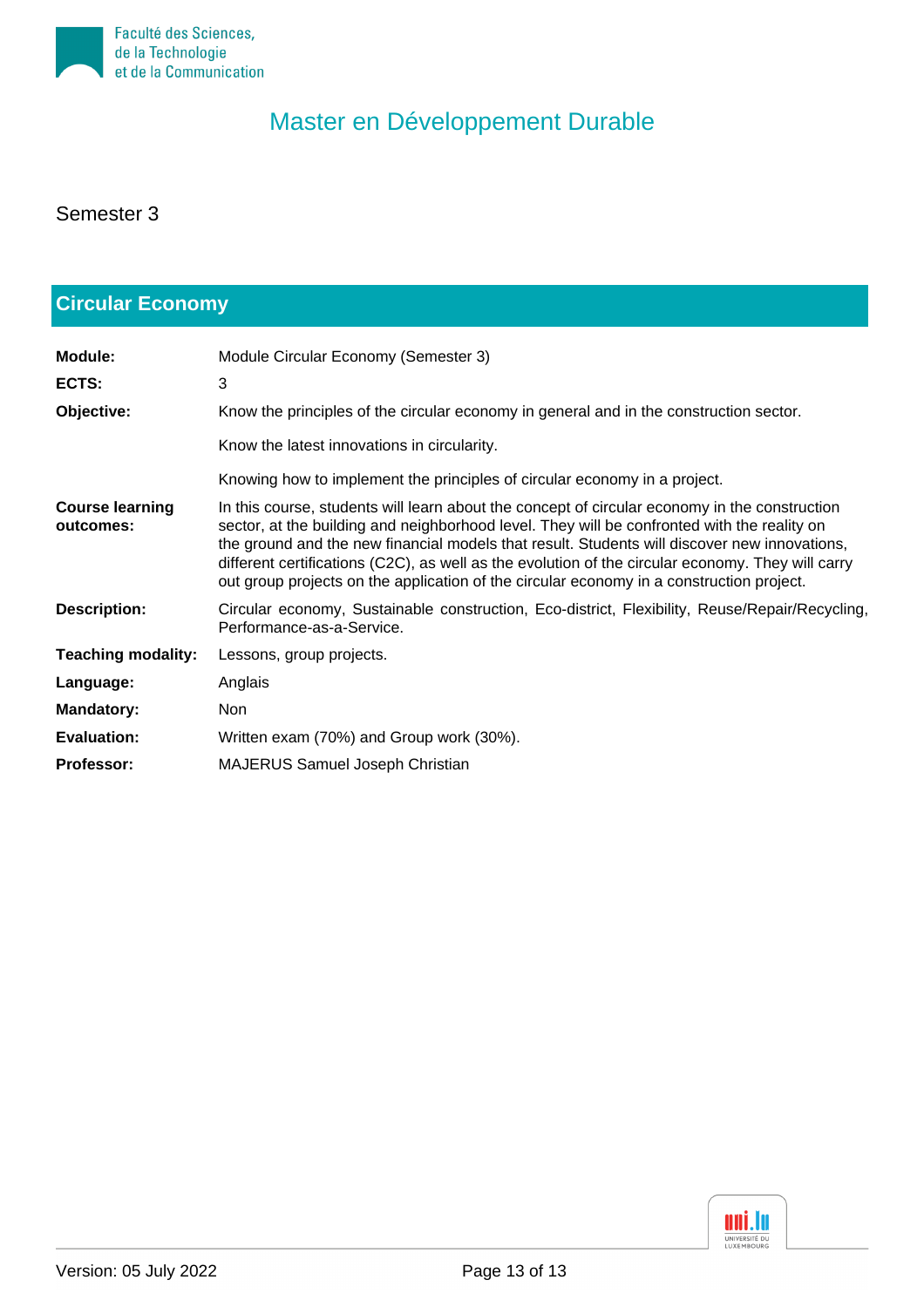# Master en Développement Durable

Semester 3

## Circular Economy

| | |
|---|---|
| **Module:** | Module Circular Economy (Semester 3) |
| **ECTS:** | 3 |
| **Objective:** | Know the principles of the circular economy in general and in the construction sector.<br><br>Know the latest innovations in circularity.<br><br>Knowing how to implement the principles of circular economy in a project. |
| **Course learning outcomes:** | In this course, students will learn about the concept of circular economy in the construction sector, at the building and neighborhood level. They will be confronted with the reality on the ground and the new financial models that result. Students will discover new innovations, different certifications (C2C), as well as the evolution of the circular economy. They will carry out group projects on the application of the circular economy in a construction project. |
| **Description:** | Circular economy, Sustainable construction, Eco-district, Flexibility, Reuse/Repair/Recycling, Performance-as-a-Service. |
| **Teaching modality:** | Lessons, group projects. |
| **Language:** | Anglais |
| **Mandatory:** | Non |
| **Evaluation:** | Written exam (70%) and Group work (30%). |
| **Professor:** | MAJERUS Samuel Joseph Christian |

Version: 05 July 2022